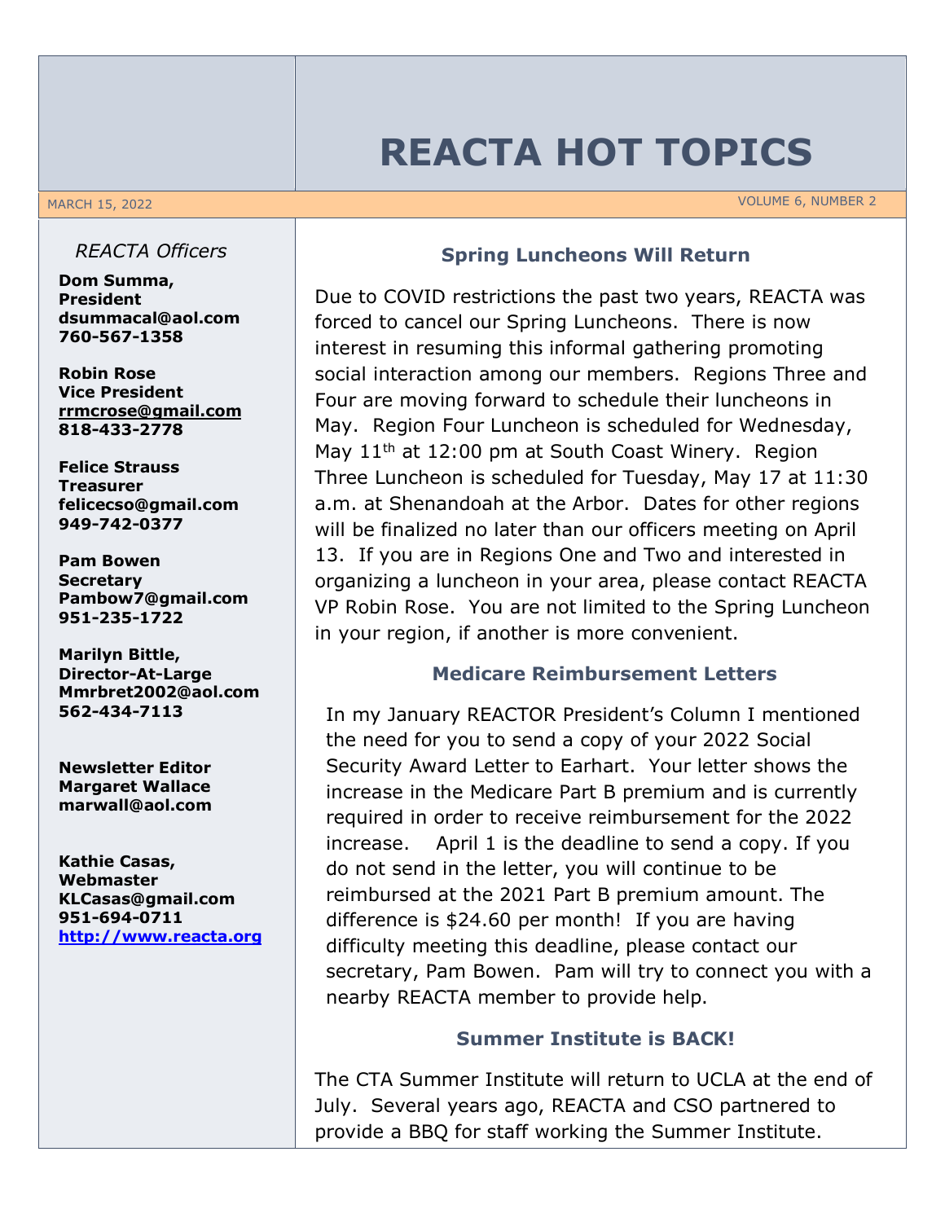# REACTA HOT TOPICS

MARCH 15, 2022 — VOLUME 6, NUMBER 2

*REACTA Officers*

**Dom Summa, President**
**dsummacal@aol.com**
**760-567-1358**

**Robin Rose**
**Vice President**
**rrmcrose@gmail.com**
**818-433-2778**

**Felice Strauss**
**Treasurer**
**felicecso@gmail.com**
**949-742-0377**

**Pam Bowen**
**Secretary**
**Pambow7@gmail.com**
**951-235-1722**

**Marilyn Bittle, Director-At-Large**
**Mmrbret2002@aol.com**
**562-434-7113**

**Newsletter Editor**
**Margaret Wallace**
**marwall@aol.com**

**Kathie Casas, Webmaster**
**KLCasas@gmail.com**
**951-694-0711**
**http://www.reacta.org**

## Spring Luncheons Will Return

Due to COVID restrictions the past two years, REACTA was forced to cancel our Spring Luncheons. There is now interest in resuming this informal gathering promoting social interaction among our members. Regions Three and Four are moving forward to schedule their luncheons in May. Region Four Luncheon is scheduled for Wednesday, May 11th at 12:00 pm at South Coast Winery. Region Three Luncheon is scheduled for Tuesday, May 17 at 11:30 a.m. at Shenandoah at the Arbor. Dates for other regions will be finalized no later than our officers meeting on April 13. If you are in Regions One and Two and interested in organizing a luncheon in your area, please contact REACTA VP Robin Rose. You are not limited to the Spring Luncheon in your region, if another is more convenient.

## Medicare Reimbursement Letters

In my January REACTOR President's Column I mentioned the need for you to send a copy of your 2022 Social Security Award Letter to Earhart. Your letter shows the increase in the Medicare Part B premium and is currently required in order to receive reimbursement for the 2022 increase. April 1 is the deadline to send a copy. If you do not send in the letter, you will continue to be reimbursed at the 2021 Part B premium amount. The difference is $24.60 per month! If you are having difficulty meeting this deadline, please contact our secretary, Pam Bowen. Pam will try to connect you with a nearby REACTA member to provide help.

## Summer Institute is BACK!

The CTA Summer Institute will return to UCLA at the end of July. Several years ago, REACTA and CSO partnered to provide a BBQ for staff working the Summer Institute.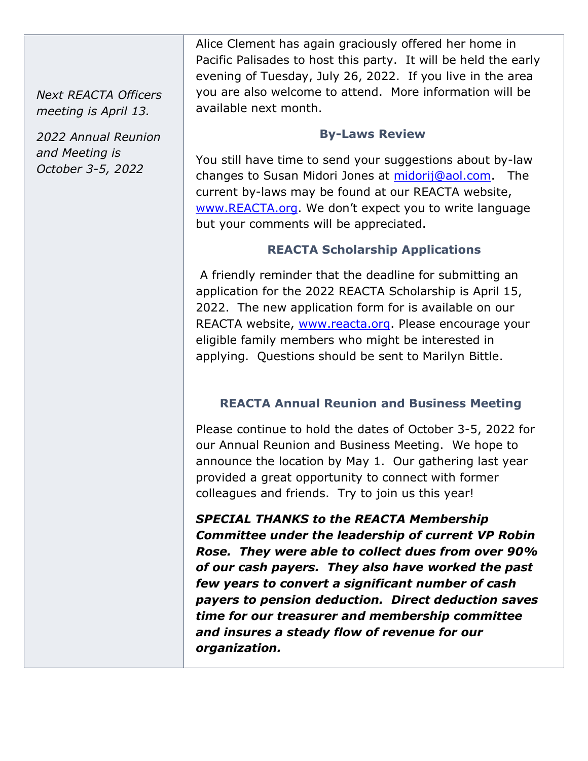*Next REACTA Officers meeting is April 13.*

*2022 Annual Reunion and Meeting is October 3-5, 2022*

Alice Clement has again graciously offered her home in Pacific Palisades to host this party. It will be held the early evening of Tuesday, July 26, 2022. If you live in the area you are also welcome to attend. More information will be available next month.

### By-Laws Review

You still have time to send your suggestions about by-law changes to Susan Midori Jones at midorij@aol.com. The current by-laws may be found at our REACTA website, www.REACTA.org. We don't expect you to write language but your comments will be appreciated.

### REACTA Scholarship Applications

A friendly reminder that the deadline for submitting an application for the 2022 REACTA Scholarship is April 15, 2022. The new application form for is available on our REACTA website, www.reacta.org. Please encourage your eligible family members who might be interested in applying. Questions should be sent to Marilyn Bittle.

### REACTA Annual Reunion and Business Meeting

Please continue to hold the dates of October 3-5, 2022 for our Annual Reunion and Business Meeting. We hope to announce the location by May 1. Our gathering last year provided a great opportunity to connect with former colleagues and friends. Try to join us this year!

***SPECIAL THANKS to the REACTA Membership Committee under the leadership of current VP Robin Rose. They were able to collect dues from over 90% of our cash payers. They also have worked the past few years to convert a significant number of cash payers to pension deduction. Direct deduction saves time for our treasurer and membership committee and insures a steady flow of revenue for our organization.***